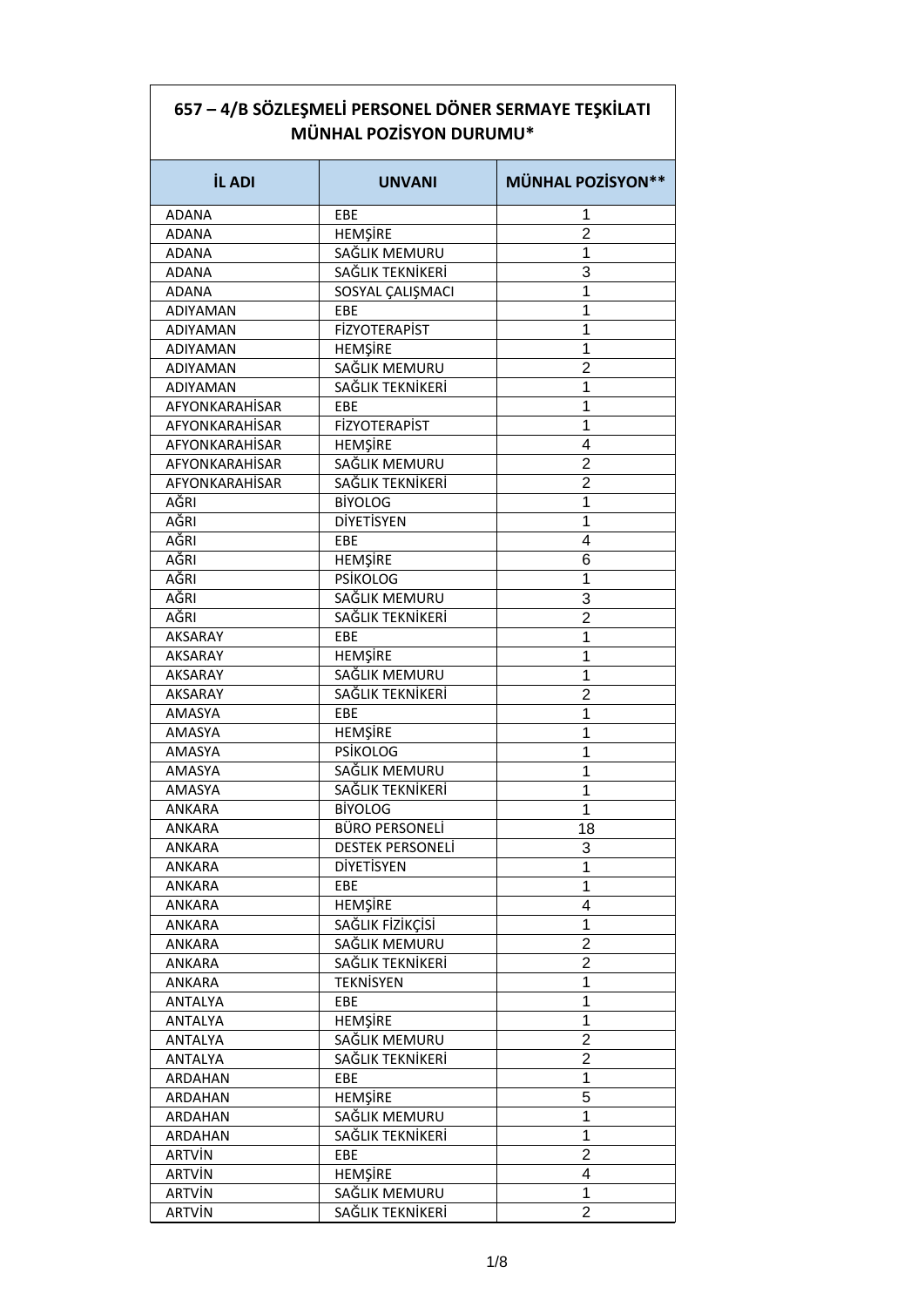| 657 – 4/B SÖZLEŞMELİ PERSONEL DÖNER SERMAYE TEŞKİLATI MÜNHAL POZİSYON DURUMU* | | |
|---|---|---|
| **İL ADI** | **UNVANI** | **MÜNHAL POZİSYON**** |
| ADANA | EBE | 1 |
| ADANA | HEMŞİRE | 2 |
| ADANA | SAĞLIK MEMURU | 1 |
| ADANA | SAĞLIK TEKNİKERİ | 3 |
| ADANA | SOSYAL ÇALIŞMACI | 1 |
| ADIYAMAN | EBE | 1 |
| ADIYAMAN | FİZYOTERAPİST | 1 |
| ADIYAMAN | HEMŞİRE | 1 |
| ADIYAMAN | SAĞLIK MEMURU | 2 |
| ADIYAMAN | SAĞLIK TEKNİKERİ | 1 |
| AFYONKARAHİSAR | EBE | 1 |
| AFYONKARAHİSAR | FİZYOTERAPİST | 1 |
| AFYONKARAHİSAR | HEMŞİRE | 4 |
| AFYONKARAHİSAR | SAĞLIK MEMURU | 2 |
| AFYONKARAHİSAR | SAĞLIK TEKNİKERİ | 2 |
| AĞRI | BİYOLOG | 1 |
| AĞRI | DİYETİSYEN | 1 |
| AĞRI | EBE | 4 |
| AĞRI | HEMŞİRE | 6 |
| AĞRI | PSİKOLOG | 1 |
| AĞRI | SAĞLIK MEMURU | 3 |
| AĞRI | SAĞLIK TEKNİKERİ | 2 |
| AKSARAY | EBE | 1 |
| AKSARAY | HEMŞİRE | 1 |
| AKSARAY | SAĞLIK MEMURU | 1 |
| AKSARAY | SAĞLIK TEKNİKERİ | 2 |
| AMASYA | EBE | 1 |
| AMASYA | HEMŞİRE | 1 |
| AMASYA | PSİKOLOG | 1 |
| AMASYA | SAĞLIK MEMURU | 1 |
| AMASYA | SAĞLIK TEKNİKERİ | 1 |
| ANKARA | BİYOLOG | 1 |
| ANKARA | BÜRO PERSONELİ | 18 |
| ANKARA | DESTEK PERSONELİ | 3 |
| ANKARA | DİYETİSYEN | 1 |
| ANKARA | EBE | 1 |
| ANKARA | HEMŞİRE | 4 |
| ANKARA | SAĞLIK FİZİKÇİSİ | 1 |
| ANKARA | SAĞLIK MEMURU | 2 |
| ANKARA | SAĞLIK TEKNİKERİ | 2 |
| ANKARA | TEKNİSYEN | 1 |
| ANTALYA | EBE | 1 |
| ANTALYA | HEMŞİRE | 1 |
| ANTALYA | SAĞLIK MEMURU | 2 |
| ANTALYA | SAĞLIK TEKNİKERİ | 2 |
| ARDAHAN | EBE | 1 |
| ARDAHAN | HEMŞİRE | 5 |
| ARDAHAN | SAĞLIK MEMURU | 1 |
| ARDAHAN | SAĞLIK TEKNİKERİ | 1 |
| ARTVİN | EBE | 2 |
| ARTVİN | HEMŞİRE | 4 |
| ARTVİN | SAĞLIK MEMURU | 1 |
| ARTVİN | SAĞLIK TEKNİKERİ | 2 |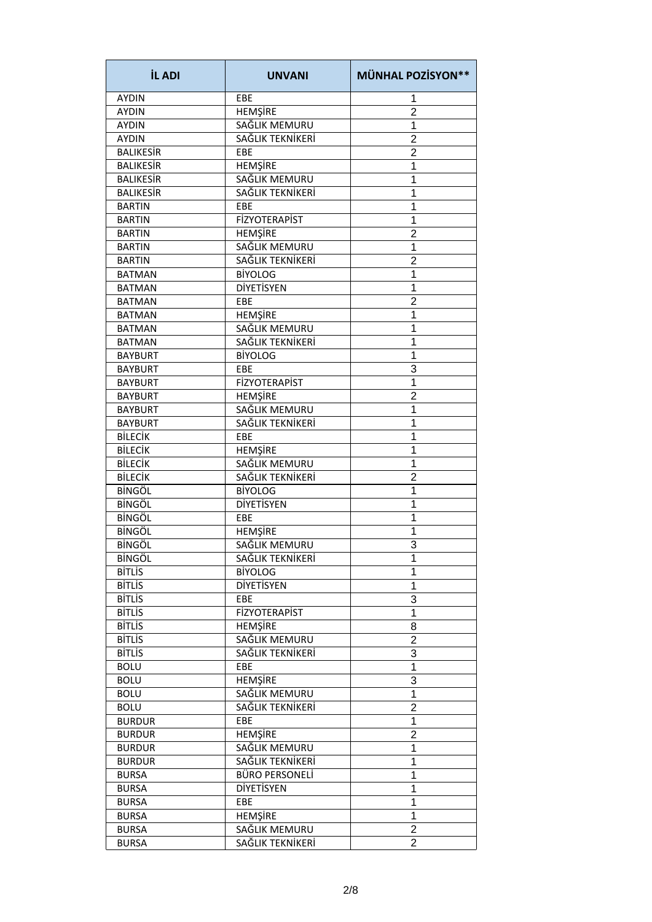| İL ADI | UNVANI | MÜNHAL POZİSYON** |
|---|---|---|
| AYDIN | EBE | 1 |
| AYDIN | HEMŞİRE | 2 |
| AYDIN | SAĞLIK MEMURU | 1 |
| AYDIN | SAĞLIK TEKNİKERİ | 2 |
| BALIKESİR | EBE | 2 |
| BALIKESİR | HEMŞİRE | 1 |
| BALIKESİR | SAĞLIK MEMURU | 1 |
| BALIKESİR | SAĞLIK TEKNİKERİ | 1 |
| BARTIN | EBE | 1 |
| BARTIN | FİZYOTERAPİST | 1 |
| BARTIN | HEMŞİRE | 2 |
| BARTIN | SAĞLIK MEMURU | 1 |
| BARTIN | SAĞLIK TEKNİKERİ | 2 |
| BATMAN | BİYOLOG | 1 |
| BATMAN | DİYETİSYEN | 1 |
| BATMAN | EBE | 2 |
| BATMAN | HEMŞİRE | 1 |
| BATMAN | SAĞLIK MEMURU | 1 |
| BATMAN | SAĞLIK TEKNİKERİ | 1 |
| BAYBURT | BİYOLOG | 1 |
| BAYBURT | EBE | 3 |
| BAYBURT | FİZYOTERAPİST | 1 |
| BAYBURT | HEMŞİRE | 2 |
| BAYBURT | SAĞLIK MEMURU | 1 |
| BAYBURT | SAĞLIK TEKNİKERİ | 1 |
| BİLECİK | EBE | 1 |
| BİLECİK | HEMŞİRE | 1 |
| BİLECİK | SAĞLIK MEMURU | 1 |
| BİLECİK | SAĞLIK TEKNİKERİ | 2 |
| BİNGÖL | BİYOLOG | 1 |
| BİNGÖL | DİYETİSYEN | 1 |
| BİNGÖL | EBE | 1 |
| BİNGÖL | HEMŞİRE | 1 |
| BİNGÖL | SAĞLIK MEMURU | 3 |
| BİNGÖL | SAĞLIK TEKNİKERİ | 1 |
| BİTLİS | BİYOLOG | 1 |
| BİTLİS | DİYETİSYEN | 1 |
| BİTLİS | EBE | 3 |
| BİTLİS | FİZYOTERAPİST | 1 |
| BİTLİS | HEMŞİRE | 8 |
| BİTLİS | SAĞLIK MEMURU | 2 |
| BİTLİS | SAĞLIK TEKNİKERİ | 3 |
| BOLU | EBE | 1 |
| BOLU | HEMŞİRE | 3 |
| BOLU | SAĞLIK MEMURU | 1 |
| BOLU | SAĞLIK TEKNİKERİ | 2 |
| BURDUR | EBE | 1 |
| BURDUR | HEMŞİRE | 2 |
| BURDUR | SAĞLIK MEMURU | 1 |
| BURDUR | SAĞLIK TEKNİKERİ | 1 |
| BURSA | BÜRO PERSONELİ | 1 |
| BURSA | DİYETİSYEN | 1 |
| BURSA | EBE | 1 |
| BURSA | HEMŞİRE | 1 |
| BURSA | SAĞLIK MEMURU | 2 |
| BURSA | SAĞLIK TEKNİKERİ | 2 |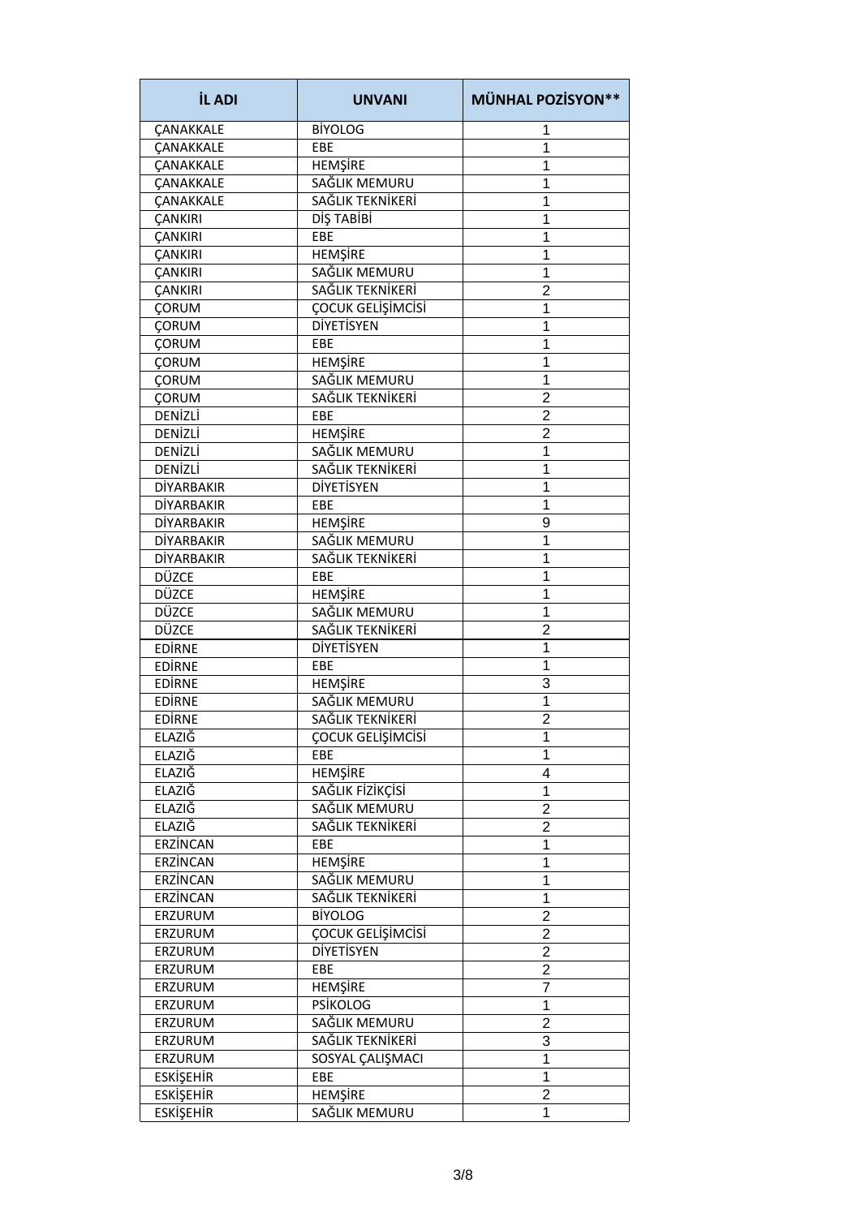| İL ADI | UNVANI | MÜNHAL POZİSYON** |
|---|---|---|
| ÇANAKKALE | BİYOLOG | 1 |
| ÇANAKKALE | EBE | 1 |
| ÇANAKKALE | HEMŞİRE | 1 |
| ÇANAKKALE | SAĞLIK MEMURU | 1 |
| ÇANAKKALE | SAĞLIK TEKNİKERİ | 1 |
| ÇANKIRI | DİŞ TABİBİ | 1 |
| ÇANKIRI | EBE | 1 |
| ÇANKIRI | HEMŞİRE | 1 |
| ÇANKIRI | SAĞLIK MEMURU | 1 |
| ÇANKIRI | SAĞLIK TEKNİKERİ | 2 |
| ÇORUM | ÇOCUK GELİŞİMCİSİ | 1 |
| ÇORUM | DİYETİSYEN | 1 |
| ÇORUM | EBE | 1 |
| ÇORUM | HEMŞİRE | 1 |
| ÇORUM | SAĞLIK MEMURU | 1 |
| ÇORUM | SAĞLIK TEKNİKERİ | 2 |
| DENİZLİ | EBE | 2 |
| DENİZLİ | HEMŞİRE | 2 |
| DENİZLİ | SAĞLIK MEMURU | 1 |
| DENİZLİ | SAĞLIK TEKNİKERİ | 1 |
| DİYARBAKIR | DİYETİSYEN | 1 |
| DİYARBAKIR | EBE | 1 |
| DİYARBAKIR | HEMŞİRE | 9 |
| DİYARBAKIR | SAĞLIK MEMURU | 1 |
| DİYARBAKIR | SAĞLIK TEKNİKERİ | 1 |
| DÜZCE | EBE | 1 |
| DÜZCE | HEMŞİRE | 1 |
| DÜZCE | SAĞLIK MEMURU | 1 |
| DÜZCE | SAĞLIK TEKNİKERİ | 2 |
| EDİRNE | DİYETİSYEN | 1 |
| EDİRNE | EBE | 1 |
| EDİRNE | HEMŞİRE | 3 |
| EDİRNE | SAĞLIK MEMURU | 1 |
| EDİRNE | SAĞLIK TEKNİKERİ | 2 |
| ELAZIĞ | ÇOCUK GELİŞİMCİSİ | 1 |
| ELAZIĞ | EBE | 1 |
| ELAZIĞ | HEMŞİRE | 4 |
| ELAZIĞ | SAĞLIK FİZİKÇİSİ | 1 |
| ELAZIĞ | SAĞLIK MEMURU | 2 |
| ELAZIĞ | SAĞLIK TEKNİKERİ | 2 |
| ERZİNCAN | EBE | 1 |
| ERZİNCAN | HEMŞİRE | 1 |
| ERZİNCAN | SAĞLIK MEMURU | 1 |
| ERZİNCAN | SAĞLIK TEKNİKERİ | 1 |
| ERZURUM | BİYOLOG | 2 |
| ERZURUM | ÇOCUK GELİŞİMCİSİ | 2 |
| ERZURUM | DİYETİSYEN | 2 |
| ERZURUM | EBE | 2 |
| ERZURUM | HEMŞİRE | 7 |
| ERZURUM | PSİKOLOG | 1 |
| ERZURUM | SAĞLIK MEMURU | 2 |
| ERZURUM | SAĞLIK TEKNİKERİ | 3 |
| ERZURUM | SOSYAL ÇALIŞMACI | 1 |
| ESKİŞEHİR | EBE | 1 |
| ESKİŞEHİR | HEMŞİRE | 2 |
| ESKİŞEHİR | SAĞLIK MEMURU | 1 |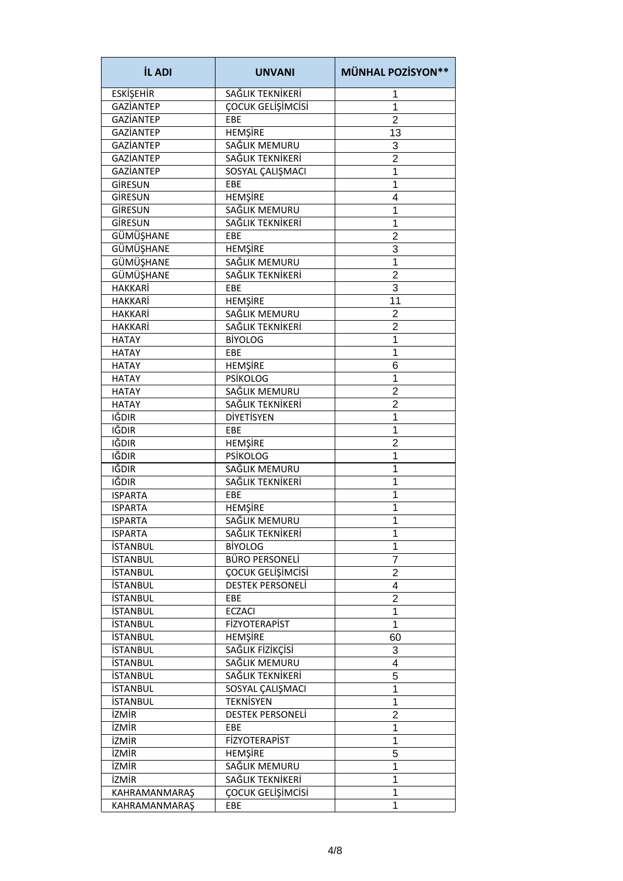| İL ADI | UNVANI | MÜNHAL POZİSYON** |
|---|---|---|
| ESKİŞEHİR | SAĞLIK TEKNİKERİ | 1 |
| GAZİANTEP | ÇOCUK GELİŞİMCİSİ | 1 |
| GAZİANTEP | EBE | 2 |
| GAZİANTEP | HEMŞİRE | 13 |
| GAZİANTEP | SAĞLIK MEMURU | 3 |
| GAZİANTEP | SAĞLIK TEKNİKERİ | 2 |
| GAZİANTEP | SOSYAL ÇALIŞMACI | 1 |
| GİRESUN | EBE | 1 |
| GİRESUN | HEMŞİRE | 4 |
| GİRESUN | SAĞLIK MEMURU | 1 |
| GİRESUN | SAĞLIK TEKNİKERİ | 1 |
| GÜMÜŞHANE | EBE | 2 |
| GÜMÜŞHANE | HEMŞİRE | 3 |
| GÜMÜŞHANE | SAĞLIK MEMURU | 1 |
| GÜMÜŞHANE | SAĞLIK TEKNİKERİ | 2 |
| HAKKARİ | EBE | 3 |
| HAKKARİ | HEMŞİRE | 11 |
| HAKKARİ | SAĞLIK MEMURU | 2 |
| HAKKARİ | SAĞLIK TEKNİKERİ | 2 |
| HATAY | BİYOLOG | 1 |
| HATAY | EBE | 1 |
| HATAY | HEMŞİRE | 6 |
| HATAY | PSİKOLOG | 1 |
| HATAY | SAĞLIK MEMURU | 2 |
| HATAY | SAĞLIK TEKNİKERİ | 2 |
| IĞDIR | DİYETİSYEN | 1 |
| IĞDIR | EBE | 1 |
| IĞDIR | HEMŞİRE | 2 |
| IĞDIR | PSİKOLOG | 1 |
| IĞDIR | SAĞLIK MEMURU | 1 |
| IĞDIR | SAĞLIK TEKNİKERİ | 1 |
| ISPARTA | EBE | 1 |
| ISPARTA | HEMŞİRE | 1 |
| ISPARTA | SAĞLIK MEMURU | 1 |
| ISPARTA | SAĞLIK TEKNİKERİ | 1 |
| İSTANBUL | BİYOLOG | 1 |
| İSTANBUL | BÜRO PERSONELİ | 7 |
| İSTANBUL | ÇOCUK GELİŞİMCİSİ | 2 |
| İSTANBUL | DESTEK PERSONELİ | 4 |
| İSTANBUL | EBE | 2 |
| İSTANBUL | ECZACI | 1 |
| İSTANBUL | FİZYOTERAPİST | 1 |
| İSTANBUL | HEMŞİRE | 60 |
| İSTANBUL | SAĞLIK FİZİKÇİSİ | 3 |
| İSTANBUL | SAĞLIK MEMURU | 4 |
| İSTANBUL | SAĞLIK TEKNİKERİ | 5 |
| İSTANBUL | SOSYAL ÇALIŞMACI | 1 |
| İSTANBUL | TEKNİSYEN | 1 |
| İZMİR | DESTEK PERSONELİ | 2 |
| İZMİR | EBE | 1 |
| İZMİR | FİZYOTERAPİST | 1 |
| İZMİR | HEMŞİRE | 5 |
| İZMİR | SAĞLIK MEMURU | 1 |
| İZMİR | SAĞLIK TEKNİKERİ | 1 |
| KAHRAMANMARAŞ | ÇOCUK GELİŞİMCİSİ | 1 |
| KAHRAMANMARAŞ | EBE | 1 |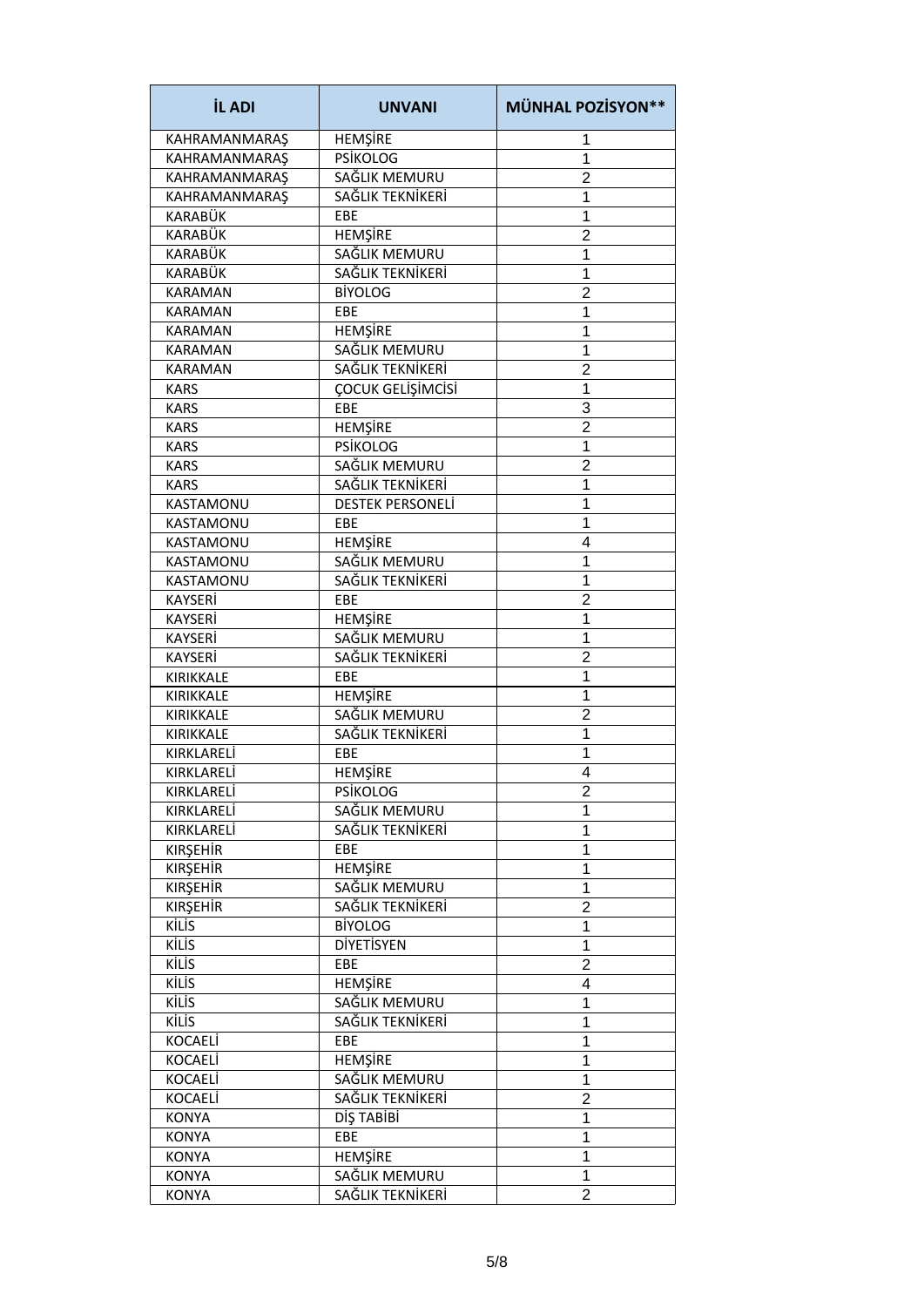| İL ADI | UNVANI | MÜNHAL POZİSYON** |
|---|---|---|
| KAHRAMANMARAŞ | HEMŞİRE | 1 |
| KAHRAMANMARAŞ | PSİKOLOG | 1 |
| KAHRAMANMARAŞ | SAĞLIK MEMURU | 2 |
| KAHRAMANMARAŞ | SAĞLIK TEKNİKERİ | 1 |
| KARABÜK | EBE | 1 |
| KARABÜK | HEMŞİRE | 2 |
| KARABÜK | SAĞLIK MEMURU | 1 |
| KARABÜK | SAĞLIK TEKNİKERİ | 1 |
| KARAMAN | BİYOLOG | 2 |
| KARAMAN | EBE | 1 |
| KARAMAN | HEMŞİRE | 1 |
| KARAMAN | SAĞLIK MEMURU | 1 |
| KARAMAN | SAĞLIK TEKNİKERİ | 2 |
| KARS | ÇOCUK GELİŞİMCİSİ | 1 |
| KARS | EBE | 3 |
| KARS | HEMŞİRE | 2 |
| KARS | PSİKOLOG | 1 |
| KARS | SAĞLIK MEMURU | 2 |
| KARS | SAĞLIK TEKNİKERİ | 1 |
| KASTAMONU | DESTEK PERSONELİ | 1 |
| KASTAMONU | EBE | 1 |
| KASTAMONU | HEMŞİRE | 4 |
| KASTAMONU | SAĞLIK MEMURU | 1 |
| KASTAMONU | SAĞLIK TEKNİKERİ | 1 |
| KAYSERİ | EBE | 2 |
| KAYSERİ | HEMŞİRE | 1 |
| KAYSERİ | SAĞLIK MEMURU | 1 |
| KAYSERİ | SAĞLIK TEKNİKERİ | 2 |
| KIRIKKALE | EBE | 1 |
| KIRIKKALE | HEMŞİRE | 1 |
| KIRIKKALE | SAĞLIK MEMURU | 2 |
| KIRIKKALE | SAĞLIK TEKNİKERİ | 1 |
| KIRKLARELİ | EBE | 1 |
| KIRKLARELİ | HEMŞİRE | 4 |
| KIRKLARELİ | PSİKOLOG | 2 |
| KIRKLARELİ | SAĞLIK MEMURU | 1 |
| KIRKLARELİ | SAĞLIK TEKNİKERİ | 1 |
| KIRŞEHİR | EBE | 1 |
| KIRŞEHİR | HEMŞİRE | 1 |
| KIRŞEHİR | SAĞLIK MEMURU | 1 |
| KIRŞEHİR | SAĞLIK TEKNİKERİ | 2 |
| KİLİS | BİYOLOG | 1 |
| KİLİS | DİYETİSYEN | 1 |
| KİLİS | EBE | 2 |
| KİLİS | HEMŞİRE | 4 |
| KİLİS | SAĞLIK MEMURU | 1 |
| KİLİS | SAĞLIK TEKNİKERİ | 1 |
| KOCAELİ | EBE | 1 |
| KOCAELİ | HEMŞİRE | 1 |
| KOCAELİ | SAĞLIK MEMURU | 1 |
| KOCAELİ | SAĞLIK TEKNİKERİ | 2 |
| KONYA | DİŞ TABİBİ | 1 |
| KONYA | EBE | 1 |
| KONYA | HEMŞİRE | 1 |
| KONYA | SAĞLIK MEMURU | 1 |
| KONYA | SAĞLIK TEKNİKERİ | 2 |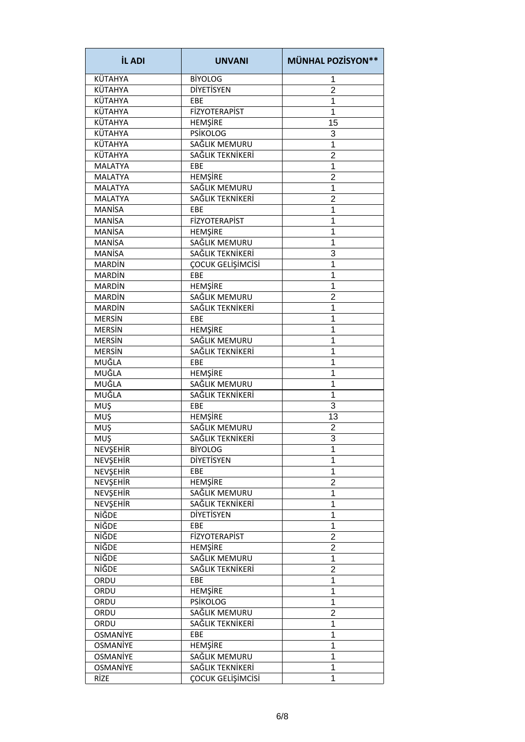| İL ADI | UNVANI | MÜNHAL POZİSYON** |
| --- | --- | --- |
| KÜTAHYA | BİYOLOG | 1 |
| KÜTAHYA | DİYETİSYEN | 2 |
| KÜTAHYA | EBE | 1 |
| KÜTAHYA | FİZYOTERAPİST | 1 |
| KÜTAHYA | HEMŞİRE | 15 |
| KÜTAHYA | PSİKOLOG | 3 |
| KÜTAHYA | SAĞLIK MEMURU | 1 |
| KÜTAHYA | SAĞLIK TEKNİKERİ | 2 |
| MALATYA | EBE | 1 |
| MALATYA | HEMŞİRE | 2 |
| MALATYA | SAĞLIK MEMURU | 1 |
| MALATYA | SAĞLIK TEKNİKERİ | 2 |
| MANİSA | EBE | 1 |
| MANİSA | FİZYOTERAPİST | 1 |
| MANİSA | HEMŞİRE | 1 |
| MANİSA | SAĞLIK MEMURU | 1 |
| MANİSA | SAĞLIK TEKNİKERİ | 3 |
| MARDİN | ÇOCUK GELİŞİMCİSİ | 1 |
| MARDİN | EBE | 1 |
| MARDİN | HEMŞİRE | 1 |
| MARDİN | SAĞLIK MEMURU | 2 |
| MARDİN | SAĞLIK TEKNİKERİ | 1 |
| MERSİN | EBE | 1 |
| MERSİN | HEMŞİRE | 1 |
| MERSİN | SAĞLIK MEMURU | 1 |
| MERSİN | SAĞLIK TEKNİKERİ | 1 |
| MUĞLA | EBE | 1 |
| MUĞLA | HEMŞİRE | 1 |
| MUĞLA | SAĞLIK MEMURU | 1 |
| MUĞLA | SAĞLIK TEKNİKERİ | 1 |
| MUŞ | EBE | 3 |
| MUŞ | HEMŞİRE | 13 |
| MUŞ | SAĞLIK MEMURU | 2 |
| MUŞ | SAĞLIK TEKNİKERİ | 3 |
| NEVŞEHİR | BİYOLOG | 1 |
| NEVŞEHİR | DİYETİSYEN | 1 |
| NEVŞEHİR | EBE | 1 |
| NEVŞEHİR | HEMŞİRE | 2 |
| NEVŞEHİR | SAĞLIK MEMURU | 1 |
| NEVŞEHİR | SAĞLIK TEKNİKERİ | 1 |
| NİĞDE | DİYETİSYEN | 1 |
| NİĞDE | EBE | 1 |
| NİĞDE | FİZYOTERAPİST | 2 |
| NİĞDE | HEMŞİRE | 2 |
| NİĞDE | SAĞLIK MEMURU | 1 |
| NİĞDE | SAĞLIK TEKNİKERİ | 2 |
| ORDU | EBE | 1 |
| ORDU | HEMŞİRE | 1 |
| ORDU | PSİKOLOG | 1 |
| ORDU | SAĞLIK MEMURU | 2 |
| ORDU | SAĞLIK TEKNİKERİ | 1 |
| OSMANİYE | EBE | 1 |
| OSMANİYE | HEMŞİRE | 1 |
| OSMANİYE | SAĞLIK MEMURU | 1 |
| OSMANİYE | SAĞLIK TEKNİKERİ | 1 |
| RİZE | ÇOCUK GELİŞİMCİSİ | 1 |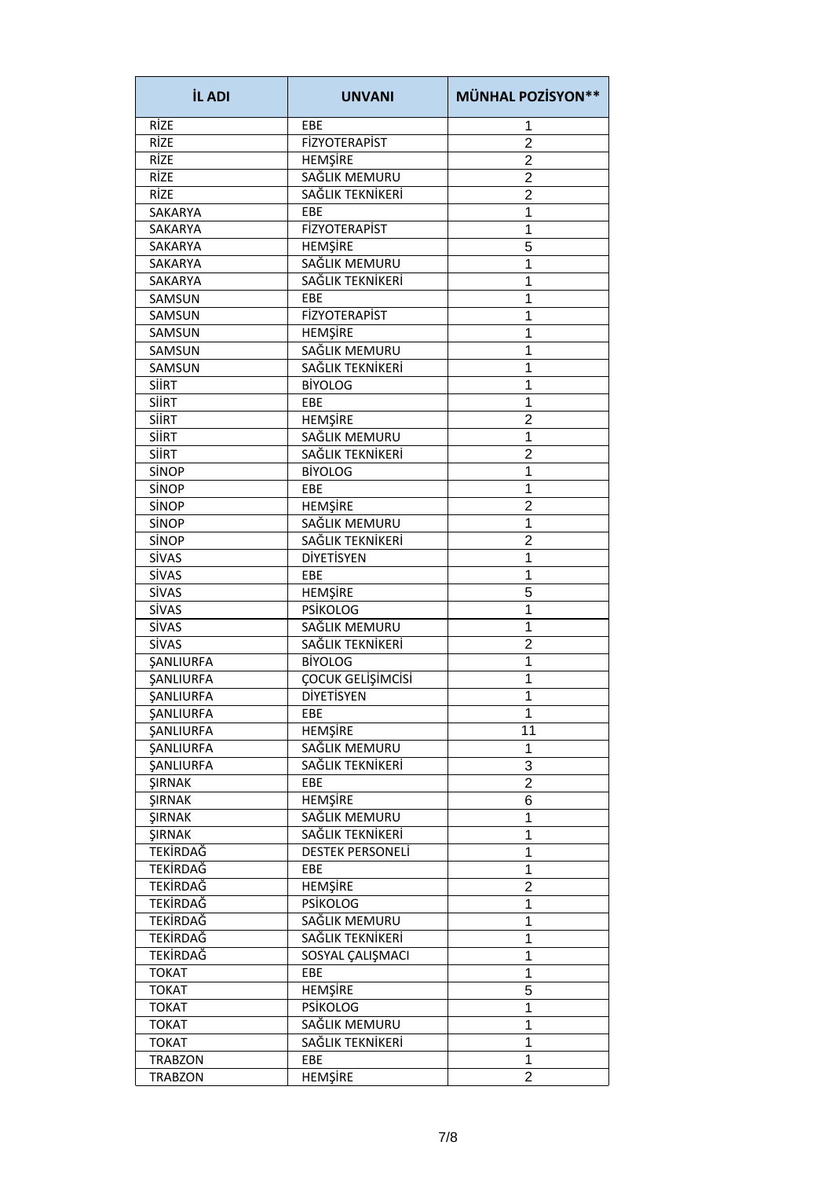| İL ADI | UNVANI | MÜNHAL POZİSYON** |
|---|---|---|
| RİZE | EBE | 1 |
| RİZE | FİZYOTERAPİST | 2 |
| RİZE | HEMŞİRE | 2 |
| RİZE | SAĞLIK MEMURU | 2 |
| RİZE | SAĞLIK TEKNİKERİ | 2 |
| SAKARYA | EBE | 1 |
| SAKARYA | FİZYOTERAPİST | 1 |
| SAKARYA | HEMŞİRE | 5 |
| SAKARYA | SAĞLIK MEMURU | 1 |
| SAKARYA | SAĞLIK TEKNİKERİ | 1 |
| SAMSUN | EBE | 1 |
| SAMSUN | FİZYOTERAPİST | 1 |
| SAMSUN | HEMŞİRE | 1 |
| SAMSUN | SAĞLIK MEMURU | 1 |
| SAMSUN | SAĞLIK TEKNİKERİ | 1 |
| SİİRT | BİYOLOG | 1 |
| SİİRT | EBE | 1 |
| SİİRT | HEMŞİRE | 2 |
| SİİRT | SAĞLIK MEMURU | 1 |
| SİİRT | SAĞLIK TEKNİKERİ | 2 |
| SİNOP | BİYOLOG | 1 |
| SİNOP | EBE | 1 |
| SİNOP | HEMŞİRE | 2 |
| SİNOP | SAĞLIK MEMURU | 1 |
| SİNOP | SAĞLIK TEKNİKERİ | 2 |
| SİVAS | DİYETİSYEN | 1 |
| SİVAS | EBE | 1 |
| SİVAS | HEMŞİRE | 5 |
| SİVAS | PSİKOLOG | 1 |
| SİVAS | SAĞLIK MEMURU | 1 |
| SİVAS | SAĞLIK TEKNİKERİ | 2 |
| ŞANLIURFA | BİYOLOG | 1 |
| ŞANLIURFA | ÇOCUK GELİŞİMCİSİ | 1 |
| ŞANLIURFA | DİYETİSYEN | 1 |
| ŞANLIURFA | EBE | 1 |
| ŞANLIURFA | HEMŞİRE | 11 |
| ŞANLIURFA | SAĞLIK MEMURU | 1 |
| ŞANLIURFA | SAĞLIK TEKNİKERİ | 3 |
| ŞIRNAK | EBE | 2 |
| ŞIRNAK | HEMŞİRE | 6 |
| ŞIRNAK | SAĞLIK MEMURU | 1 |
| ŞIRNAK | SAĞLIK TEKNİKERİ | 1 |
| TEKİRDAĞ | DESTEK PERSONELİ | 1 |
| TEKİRDAĞ | EBE | 1 |
| TEKİRDAĞ | HEMŞİRE | 2 |
| TEKİRDAĞ | PSİKOLOG | 1 |
| TEKİRDAĞ | SAĞLIK MEMURU | 1 |
| TEKİRDAĞ | SAĞLIK TEKNİKERİ | 1 |
| TEKİRDAĞ | SOSYAL ÇALIŞMACI | 1 |
| TOKAT | EBE | 1 |
| TOKAT | HEMŞİRE | 5 |
| TOKAT | PSİKOLOG | 1 |
| TOKAT | SAĞLIK MEMURU | 1 |
| TOKAT | SAĞLIK TEKNİKERİ | 1 |
| TRABZON | EBE | 1 |
| TRABZON | HEMŞİRE | 2 |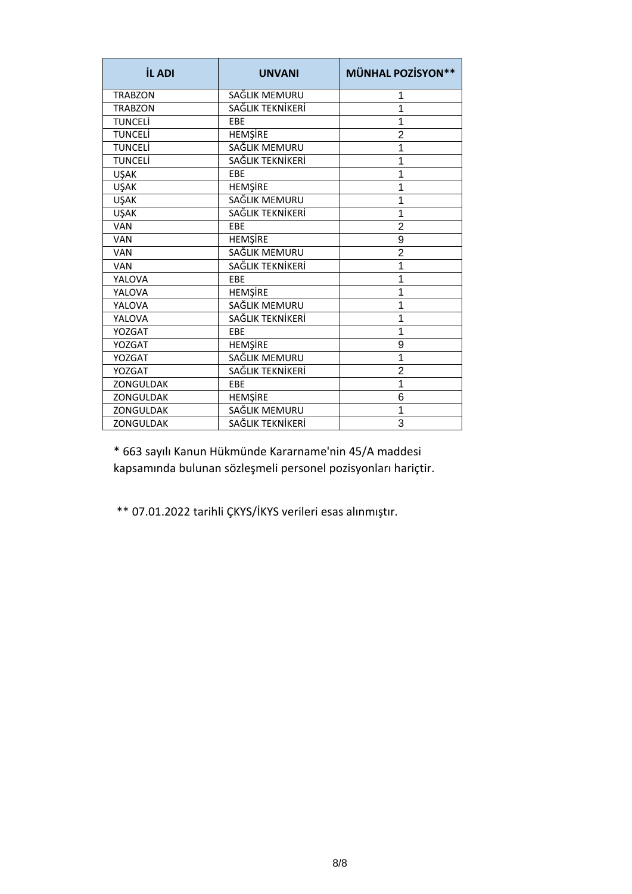| İL ADI | UNVANI | MÜNHAL POZİSYON** |
|---|---|---|
| TRABZON | SAĞLIK MEMURU | 1 |
| TRABZON | SAĞLIK TEKNİKERİ | 1 |
| TUNCELİ | EBE | 1 |
| TUNCELİ | HEMŞİRE | 2 |
| TUNCELİ | SAĞLIK MEMURU | 1 |
| TUNCELİ | SAĞLIK TEKNİKERİ | 1 |
| UŞAK | EBE | 1 |
| UŞAK | HEMŞİRE | 1 |
| UŞAK | SAĞLIK MEMURU | 1 |
| UŞAK | SAĞLIK TEKNİKERİ | 1 |
| VAN | EBE | 2 |
| VAN | HEMŞİRE | 9 |
| VAN | SAĞLIK MEMURU | 2 |
| VAN | SAĞLIK TEKNİKERİ | 1 |
| YALOVA | EBE | 1 |
| YALOVA | HEMŞİRE | 1 |
| YALOVA | SAĞLIK MEMURU | 1 |
| YALOVA | SAĞLIK TEKNİKERİ | 1 |
| YOZGAT | EBE | 1 |
| YOZGAT | HEMŞİRE | 9 |
| YOZGAT | SAĞLIK MEMURU | 1 |
| YOZGAT | SAĞLIK TEKNİKERİ | 2 |
| ZONGULDAK | EBE | 1 |
| ZONGULDAK | HEMŞİRE | 6 |
| ZONGULDAK | SAĞLIK MEMURU | 1 |
| ZONGULDAK | SAĞLIK TEKNİKERİ | 3 |

* 663 sayılı Kanun Hükmünde Kararname'nin 45/A maddesi kapsamında bulunan sözleşmeli personel pozisyonları hariçtir.

** 07.01.2022 tarihli ÇKYS/İKYS verileri esas alınmıştır.